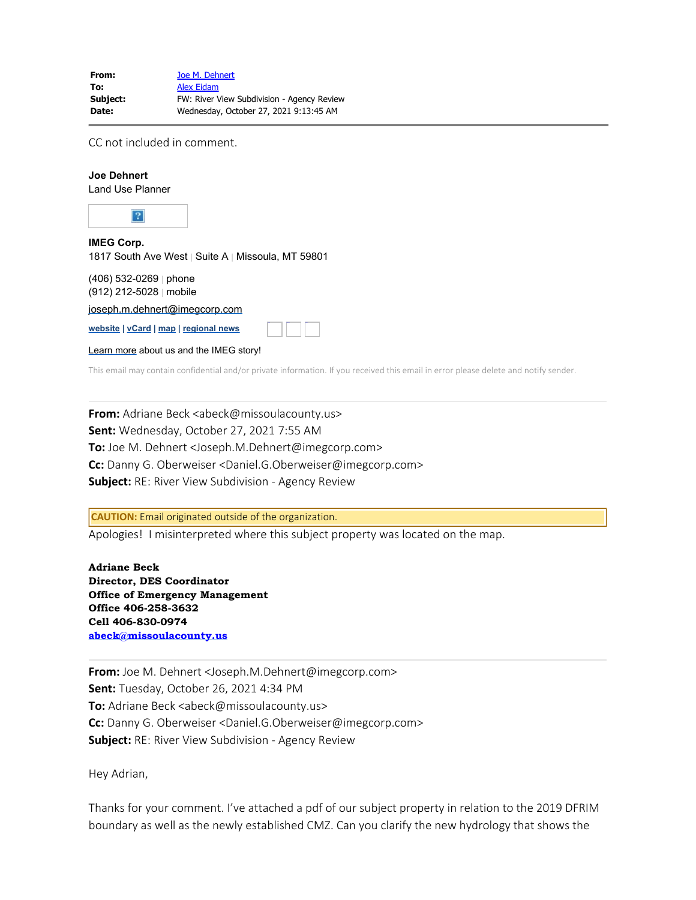| | |
|---|---|
| **From:** | Joe M. Dehnert |
| **To:** | Alex Eidam |
| **Subject:** | FW: River View Subdivision - Agency Review |
| **Date:** | Wednesday, October 27, 2021 9:13:45 AM |

---

CC not included in comment.

**Joe Dehnert**
Land Use Planner

**IMEG Corp.**
1817 South Ave West | Suite A | Missoula, MT 59801

(406) 532-0269 | phone
(912) 212-5028 | mobile

joseph.m.dehnert@imegcorp.com

**website** | **vCard** | **map** | **regional news**

Learn more about us and the IMEG story!

This email may contain confidential and/or private information. If you received this email in error please delete and notify sender.

---

**From:** Adriane Beck <abeck@missoulacounty.us>
**Sent:** Wednesday, October 27, 2021 7:55 AM
**To:** Joe M. Dehnert <Joseph.M.Dehnert@imegcorp.com>
**Cc:** Danny G. Oberweiser <Daniel.G.Oberweiser@imegcorp.com>
**Subject:** RE: River View Subdivision - Agency Review

**CAUTION:** Email originated outside of the organization.

Apologies! I misinterpreted where this subject property was located on the map.

**Adriane Beck**
**Director, DES Coordinator**
**Office of Emergency Management**
**Office 406-258-3632**
**Cell 406-830-0974**
**abeck@missoulacounty.us**

---

**From:** Joe M. Dehnert <Joseph.M.Dehnert@imegcorp.com>
**Sent:** Tuesday, October 26, 2021 4:34 PM
**To:** Adriane Beck <abeck@missoulacounty.us>
**Cc:** Danny G. Oberweiser <Daniel.G.Oberweiser@imegcorp.com>
**Subject:** RE: River View Subdivision - Agency Review

Hey Adrian,

Thanks for your comment. I've attached a pdf of our subject property in relation to the 2019 DFRIM boundary as well as the newly established CMZ. Can you clarify the new hydrology that shows the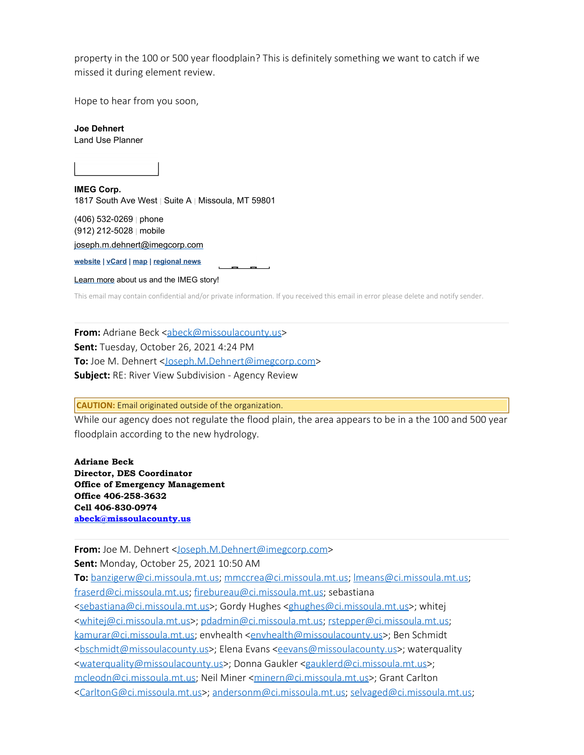property in the 100 or 500 year floodplain? This is definitely something we want to catch if we missed it during element review.

Hope to hear from you soon,

**Joe Dehnert**
Land Use Planner

**IMEG Corp.**
1817 South Ave West | Suite A | Missoula, MT 59801

(406) 532-0269 | phone
(912) 212-5028 | mobile
joseph.m.dehnert@imegcorp.com

**website** | **vCard** | **map** | **regional news**

Learn more about us and the IMEG story!

This email may contain confidential and/or private information. If you received this email in error please delete and notify sender.

---

**From:** Adriane Beck <abeck@missoulacounty.us>
**Sent:** Tuesday, October 26, 2021 4:24 PM
**To:** Joe M. Dehnert <Joseph.M.Dehnert@imegcorp.com>
**Subject:** RE: River View Subdivision - Agency Review

**CAUTION:** Email originated outside of the organization.

While our agency does not regulate the flood plain, the area appears to be in a the 100 and 500 year floodplain according to the new hydrology.

**Adriane Beck**
**Director, DES Coordinator**
**Office of Emergency Management**
**Office 406-258-3632**
**Cell 406-830-0974**
**abeck@missoulacounty.us**

---

**From:** Joe M. Dehnert <Joseph.M.Dehnert@imegcorp.com>
**Sent:** Monday, October 25, 2021 10:50 AM
**To:** banzigerw@ci.missoula.mt.us; mmccrea@ci.missoula.mt.us; lmeans@ci.missoula.mt.us; fraserd@ci.missoula.mt.us; firebureau@ci.missoula.mt.us; sebastiana <sebastiana@ci.missoula.mt.us>; Gordy Hughes <ghughes@ci.missoula.mt.us>; whitej <whitej@ci.missoula.mt.us>; pdadmin@ci.missoula.mt.us; rstepper@ci.missoula.mt.us; kamurar@ci.missoula.mt.us; envhealth <envhealth@missoulacounty.us>; Ben Schmidt <bschmidt@missoulacounty.us>; Elena Evans <eevans@missoulacounty.us>; waterquality <waterquality@missoulacounty.us>; Donna Gaukler <gauklerd@ci.missoula.mt.us>; mcleodn@ci.missoula.mt.us; Neil Miner <minern@ci.missoula.mt.us>; Grant Carlton <CarltonG@ci.missoula.mt.us>; andersonm@ci.missoula.mt.us; selvaged@ci.missoula.mt.us;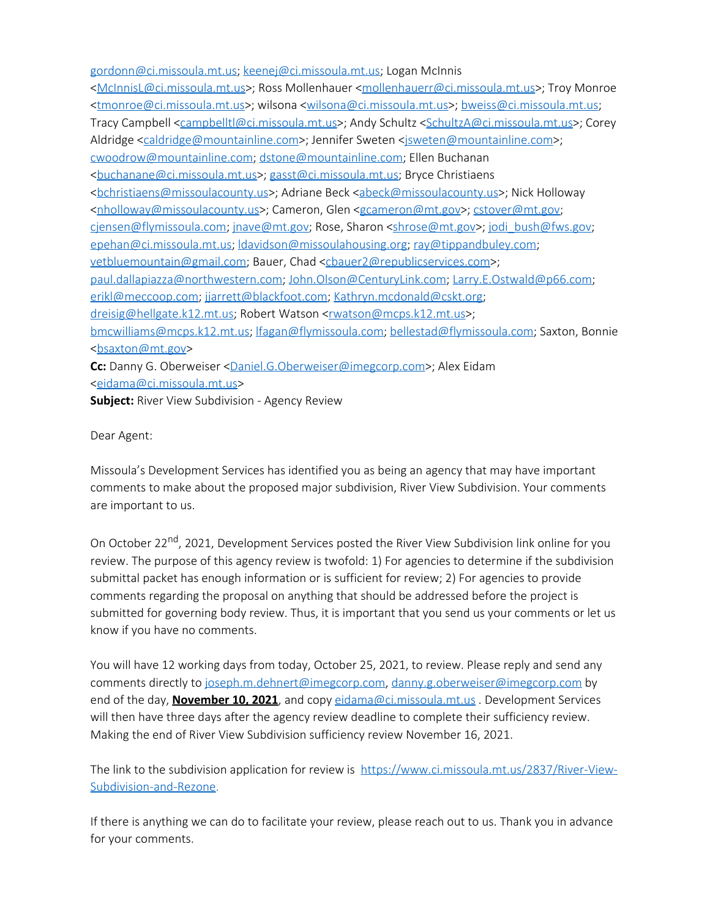gordonn@ci.missoula.mt.us; keenej@ci.missoula.mt.us; Logan McInnis <McInnisL@ci.missoula.mt.us>; Ross Mollenhauer <mollenhauerr@ci.missoula.mt.us>; Troy Monroe <tmonroe@ci.missoula.mt.us>; wilsona <wilsona@ci.missoula.mt.us>; bweiss@ci.missoula.mt.us; Tracy Campbell <campbelltl@ci.missoula.mt.us>; Andy Schultz <SchultzA@ci.missoula.mt.us>; Corey Aldridge <caldridge@mountainline.com>; Jennifer Sweten <jsweten@mountainline.com>; cwoodrow@mountainline.com; dstone@mountainline.com; Ellen Buchanan <buchanane@ci.missoula.mt.us>; gasst@ci.missoula.mt.us; Bryce Christiaens <bchristiaens@missoulacounty.us>; Adriane Beck <abeck@missoulacounty.us>; Nick Holloway <nholloway@missoulacounty.us>; Cameron, Glen <gcameron@mt.gov>; cstover@mt.gov; cjensen@flymissoula.com; jnave@mt.gov; Rose, Sharon <shrose@mt.gov>; jodi_bush@fws.gov; epehan@ci.missoula.mt.us; ldavidson@missoulahousing.org; ray@tippandbuley.com; vetbluemountain@gmail.com; Bauer, Chad <cbauer2@republicservices.com>; paul.dallapiazza@northwestern.com; John.Olson@CenturyLink.com; Larry.E.Ostwald@p66.com; erikl@meccoop.com; jjarrett@blackfoot.com; Kathryn.mcdonald@cskt.org; dreisig@hellgate.k12.mt.us; Robert Watson <rwatson@mcps.k12.mt.us>; bmcwilliams@mcps.k12.mt.us; lfagan@flymissoula.com; bellestad@flymissoula.com; Saxton, Bonnie <bsaxton@mt.gov>
**Cc:** Danny G. Oberweiser <Daniel.G.Oberweiser@imegcorp.com>; Alex Eidam <eidama@ci.missoula.mt.us>
**Subject:** River View Subdivision - Agency Review

Dear Agent:

Missoula's Development Services has identified you as being an agency that may have important comments to make about the proposed major subdivision, River View Subdivision. Your comments are important to us.

On October 22nd, 2021, Development Services posted the River View Subdivision link online for you review. The purpose of this agency review is twofold: 1) For agencies to determine if the subdivision submittal packet has enough information or is sufficient for review; 2) For agencies to provide comments regarding the proposal on anything that should be addressed before the project is submitted for governing body review. Thus, it is important that you send us your comments or let us know if you have no comments.

You will have 12 working days from today, October 25, 2021, to review. Please reply and send any comments directly to joseph.m.dehnert@imegcorp.com, danny.g.oberweiser@imegcorp.com by end of the day, **November 10, 2021**, and copy eidama@ci.missoula.mt.us . Development Services will then have three days after the agency review deadline to complete their sufficiency review. Making the end of River View Subdivision sufficiency review November 16, 2021.

The link to the subdivision application for review is https://www.ci.missoula.mt.us/2837/River-View-Subdivision-and-Rezone.

If there is anything we can do to facilitate your review, please reach out to us. Thank you in advance for your comments.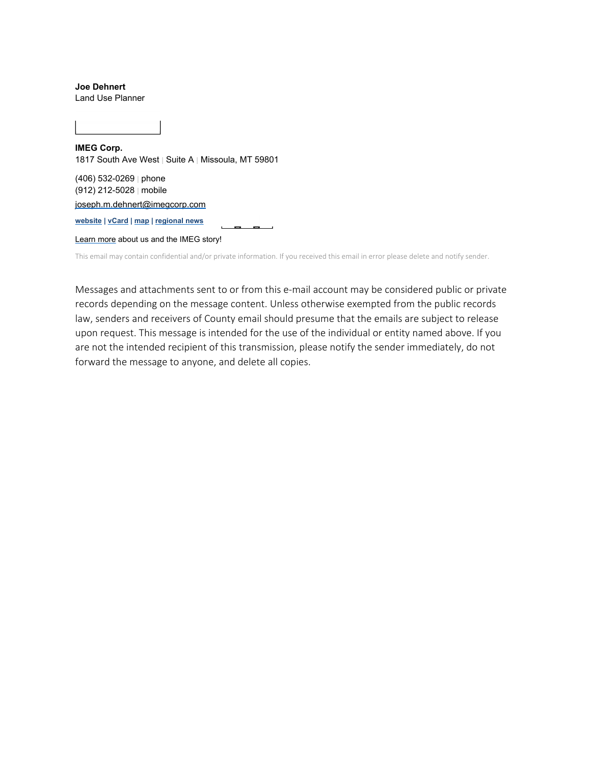**Joe Dehnert**
Land Use Planner

**IMEG Corp.**
1817 South Ave West | Suite A | Missoula, MT 59801

(406) 532-0269 | phone
(912) 212-5028 | mobile
joseph.m.dehnert@imegcorp.com

**website | vCard | map | regional news**

Learn more about us and the IMEG story!

This email may contain confidential and/or private information. If you received this email in error please delete and notify sender.

Messages and attachments sent to or from this e-mail account may be considered public or private records depending on the message content. Unless otherwise exempted from the public records law, senders and receivers of County email should presume that the emails are subject to release upon request. This message is intended for the use of the individual or entity named above. If you are not the intended recipient of this transmission, please notify the sender immediately, do not forward the message to anyone, and delete all copies.